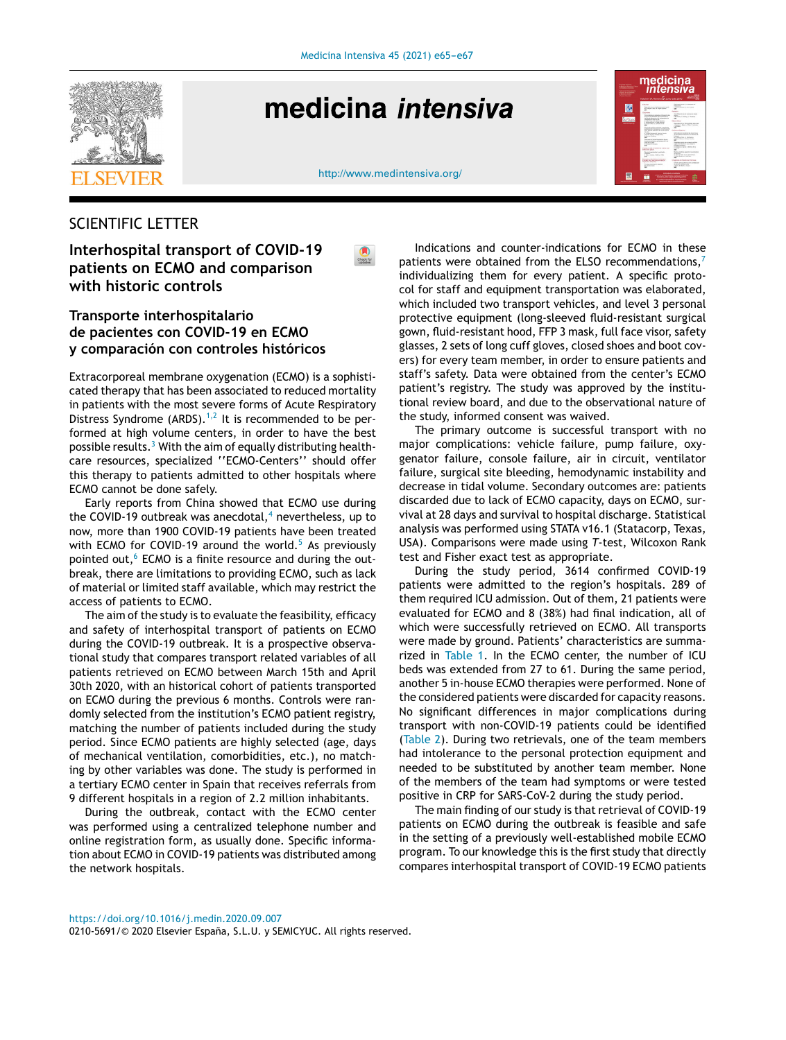SCIENTIFIC LETTER

# Interhospital transport of COVID-19 patients on ECMO and comparison with historic controls

## Transporte interhospitalario de pacientes con COVID-19 en ECMO y comparación con controles históricos

Extracorporeal membrane oxygenation (ECMO) is a sophisticated therapy that has been associated to reduced mortality in patients with the most severe forms of Acute Respiratory Distress Syndrome (ARDS).[1,2] It is recommended to be performed at high volume centers, in order to have the best possible results.[3] With the aim of equally distributing healthcare resources, specialized ''ECMO-Centers'' should offer this therapy to patients admitted to other hospitals where ECMO cannot be done safely.

Early reports from China showed that ECMO use during the COVID-19 outbreak was anecdotal,[4] nevertheless, up to now, more than 1900 COVID-19 patients have been treated with ECMO for COVID-19 around the world.[5] As previously pointed out,[6] ECMO is a finite resource and during the outbreak, there are limitations to providing ECMO, such as lack of material or limited staff available, which may restrict the access of patients to ECMO.

The aim of the study is to evaluate the feasibility, efficacy and safety of interhospital transport of patients on ECMO during the COVID-19 outbreak. It is a prospective observational study that compares transport related variables of all patients retrieved on ECMO between March 15th and April 30th 2020, with an historical cohort of patients transported on ECMO during the previous 6 months. Controls were randomly selected from the institution's ECMO patient registry, matching the number of patients included during the study period. Since ECMO patients are highly selected (age, days of mechanical ventilation, comorbidities, etc.), no matching by other variables was done. The study is performed in a tertiary ECMO center in Spain that receives referrals from 9 different hospitals in a region of 2.2 million inhabitants.

During the outbreak, contact with the ECMO center was performed using a centralized telephone number and online registration form, as usually done. Specific information about ECMO in COVID-19 patients was distributed among the network hospitals.

Indications and counter-indications for ECMO in these patients were obtained from the ELSO recommendations,[7] individualizing them for every patient. A specific protocol for staff and equipment transportation was elaborated, which included two transport vehicles, and level 3 personal protective equipment (long-sleeved fluid-resistant surgical gown, fluid-resistant hood, FFP 3 mask, full face visor, safety glasses, 2 sets of long cuff gloves, closed shoes and boot covers) for every team member, in order to ensure patients and staff's safety. Data were obtained from the center's ECMO patient's registry. The study was approved by the institutional review board, and due to the observational nature of the study, informed consent was waived.

The primary outcome is successful transport with no major complications: vehicle failure, pump failure, oxygenator failure, console failure, air in circuit, ventilator failure, surgical site bleeding, hemodynamic instability and decrease in tidal volume. Secondary outcomes are: patients discarded due to lack of ECMO capacity, days on ECMO, survival at 28 days and survival to hospital discharge. Statistical analysis was performed using STATA v16.1 (Statacorp, Texas, USA). Comparisons were made using *T*-test, Wilcoxon Rank test and Fisher exact test as appropriate.

During the study period, 3614 confirmed COVID-19 patients were admitted to the region's hospitals. 289 of them required ICU admission. Out of them, 21 patients were evaluated for ECMO and 8 (38%) had final indication, all of which were successfully retrieved on ECMO. All transports were made by ground. Patients' characteristics are summarized in Table 1. In the ECMO center, the number of ICU beds was extended from 27 to 61. During the same period, another 5 in-house ECMO therapies were performed. None of the considered patients were discarded for capacity reasons. No significant differences in major complications during transport with non-COVID-19 patients could be identified (Table 2). During two retrievals, one of the team members had intolerance to the personal protection equipment and needed to be substituted by another team member. None of the members of the team had symptoms or were tested positive in CRP for SARS-CoV-2 during the study period.

The main finding of our study is that retrieval of COVID-19 patients on ECMO during the outbreak is feasible and safe in the setting of a previously well-established mobile ECMO program. To our knowledge this is the first study that directly compares interhospital transport of COVID-19 ECMO patients

https://doi.org/10.1016/j.medin.2020.09.007
0210-5691/© 2020 Elsevier España, S.L.U. y SEMICYUC. All rights reserved.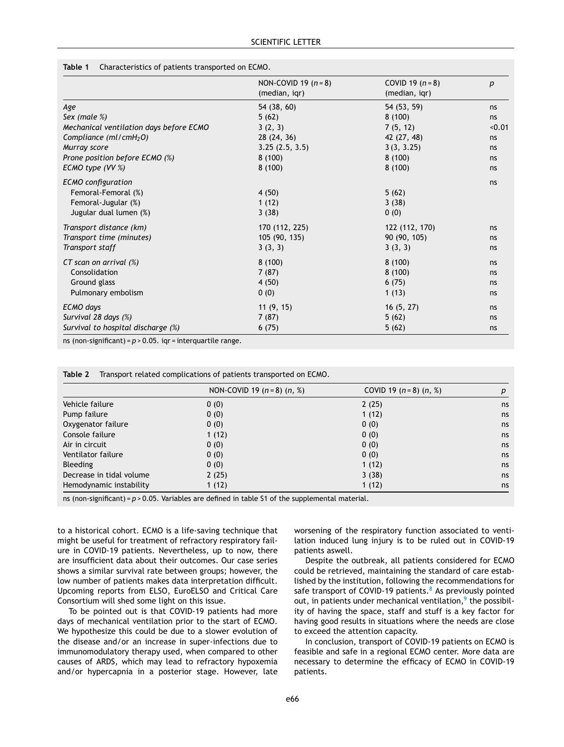**Table 1** Characteristics of patients transported on ECMO.

| | NON-COVID 19 ($n = 8$) (median, iqr) | COVID 19 ($n = 8$) (median, iqr) | $p$ |
|---|---|---|---|
| *Age* | 54 (38, 60) | 54 (53, 59) | ns |
| *Sex (male %)* | 5 (62) | 8 (100) | ns |
| *Mechanical ventilation days before ECMO* | 3 (2, 3) | 7 (5, 12) | <0.01 |
| *Compliance (ml/cmH$_2$O)* | 28 (24, 36) | 42 (27, 48) | ns |
| *Murray score* | 3.25 (2.5, 3.5) | 3 (3, 3.25) | ns |
| *Prone position before ECMO (%)* | 8 (100) | 8 (100) | ns |
| *ECMO type (VV %)* | 8 (100) | 8 (100) | ns |
| *ECMO configuration* | | | ns |
| Femoral-Femoral (%) | 4 (50) | 5 (62) | |
| Femoral-Jugular (%) | 1 (12) | 3 (38) | |
| Jugular dual lumen (%) | 3 (38) | 0 (0) | |
| *Transport distance (km)* | 170 (112, 225) | 122 (112, 170) | ns |
| *Transport time (minutes)* | 105 (90, 135) | 90 (90, 105) | ns |
| *Transport staff* | 3 (3, 3) | 3 (3, 3) | ns |
| *CT scan on arrival (%)* | 8 (100) | 8 (100) | ns |
| Consolidation | 7 (87) | 8 (100) | ns |
| Ground glass | 4 (50) | 6 (75) | ns |
| Pulmonary embolism | 0 (0) | 1 (13) | ns |
| *ECMO days* | 11 (9, 15) | 16 (5, 27) | ns |
| *Survival 28 days (%)* | 7 (87) | 5 (62) | ns |
| *Survival to hospital discharge (%)* | 6 (75) | 5 (62) | ns |

ns (non-significant) = $p > 0.05$. iqr = interquartile range.

**Table 2** Transport related complications of patients transported on ECMO.

| | NON-COVID 19 ($n = 8$) ($n$, %) | COVID 19 ($n = 8$) ($n$, %) | $p$ |
|---|---|---|---|
| Vehicle failure | 0 (0) | 2 (25) | ns |
| Pump failure | 0 (0) | 1 (12) | ns |
| Oxygenator failure | 0 (0) | 0 (0) | ns |
| Console failure | 1 (12) | 0 (0) | ns |
| Air in circuit | 0 (0) | 0 (0) | ns |
| Ventilator failure | 0 (0) | 0 (0) | ns |
| Bleeding | 0 (0) | 1 (12) | ns |
| Decrease in tidal volume | 2 (25) | 3 (38) | ns |
| Hemodynamic instability | 1 (12) | 1 (12) | ns |

ns (non-significant) = $p > 0.05$. Variables are defined in table S1 of the supplemental material.

to a historical cohort. ECMO is a life-saving technique that might be useful for treatment of refractory respiratory failure in COVID-19 patients. Nevertheless, up to now, there are insufficient data about their outcomes. Our case series shows a similar survival rate between groups; however, the low number of patients makes data interpretation difficult. Upcoming reports from ELSO, EuroELSO and Critical Care Consortium will shed some light on this issue.

To be pointed out is that COVID-19 patients had more days of mechanical ventilation prior to the start of ECMO. We hypothesize this could be due to a slower evolution of the disease and/or an increase in super-infections due to immunomodulatory therapy used, when compared to other causes of ARDS, which may lead to refractory hypoxemia and/or hypercapnia in a posterior stage. However, late worsening of the respiratory function associated to ventilation induced lung injury is to be ruled out in COVID-19 patients aswell.

Despite the outbreak, all patients considered for ECMO could be retrieved, maintaining the standard of care established by the institution, following the recommendations for safe transport of COVID-19 patients.[8] As previously pointed out, in patients under mechanical ventilation,[9] the possibility of having the space, staff and stuff is a key factor for having good results in situations where the needs are close to exceed the attention capacity.

In conclusion, transport of COVID-19 patients on ECMO is feasible and safe in a regional ECMO center. More data are necessary to determine the efficacy of ECMO in COVID-19 patients.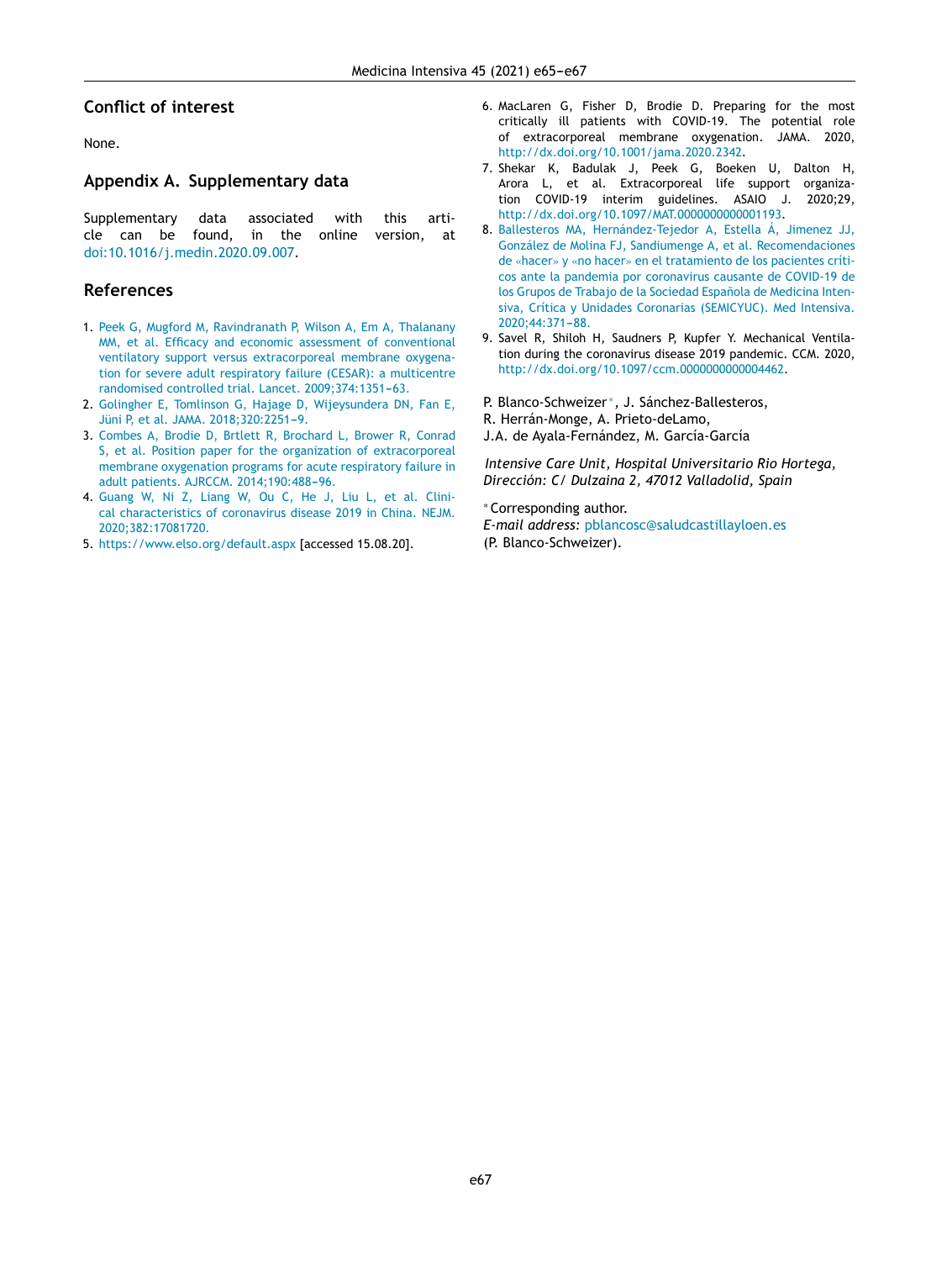## Conflict of interest

None.

## Appendix A. Supplementary data

Supplementary data associated with this article can be found, in the online version, at doi:10.1016/j.medin.2020.09.007.

## References

1. Peek G, Mugford M, Ravindranath P, Wilson A, Em A, Thalanany MM, et al. Efficacy and economic assessment of conventional ventilatory support versus extracorporeal membrane oxygenation for severe adult respiratory failure (CESAR): a multicentre randomised controlled trial. Lancet. 2009;374:1351–63.
2. Golingher E, Tomlinson G, Hajage D, Wijeysundera DN, Fan E, Jüni P, et al. JAMA. 2018;320:2251–9.
3. Combes A, Brodie D, Brtlett R, Brochard L, Brower R, Conrad S, et al. Position paper for the organization of extracorporeal membrane oxygenation programs for acute respiratory failure in adult patients. AJRCCM. 2014;190:488–96.
4. Guang W, Ni Z, Liang W, Ou C, He J, Liu L, et al. Clinical characteristics of coronavirus disease 2019 in China. NEJM. 2020;382:17081720.
5. https://www.elso.org/default.aspx [accessed 15.08.20].
6. MacLaren G, Fisher D, Brodie D. Preparing for the most critically ill patients with COVID-19. The potential role of extracorporeal membrane oxygenation. JAMA. 2020, http://dx.doi.org/10.1001/jama.2020.2342.
7. Shekar K, Badulak J, Peek G, Boeken U, Dalton H, Arora L, et al. Extracorporeal life support organization COVID-19 interim guidelines. ASAIO J. 2020;29, http://dx.doi.org/10.1097/MAT.0000000000001193.
8. Ballesteros MA, Hernández-Tejedor A, Estella Á, Jimenez JJ, González de Molina FJ, Sandiumenge A, et al. Recomendaciones de «hacer» y «no hacer» en el tratamiento de los pacientes críticos ante la pandemia por coronavirus causante de COVID-19 de los Grupos de Trabajo de la Sociedad Española de Medicina Intensiva, Crítica y Unidades Coronarias (SEMICYUC). Med Intensiva. 2020;44:371–88.
9. Savel R, Shiloh H, Saudners P, Kupfer Y. Mechanical Ventilation during the coronavirus disease 2019 pandemic. CCM. 2020, http://dx.doi.org/10.1097/ccm.0000000000004462.

P. Blanco-Schweizer*, J. Sánchez-Ballesteros, R. Herrán-Monge, A. Prieto-deLamo, J.A. de Ayala-Fernández, M. García-García

*Intensive Care Unit, Hospital Universitario Rio Hortega, Dirección: C/ Dulzaina 2, 47012 Valladolid, Spain*

* Corresponding author.
*E-mail address:* pblancosc@saludcastillayloen.es (P. Blanco-Schweizer).